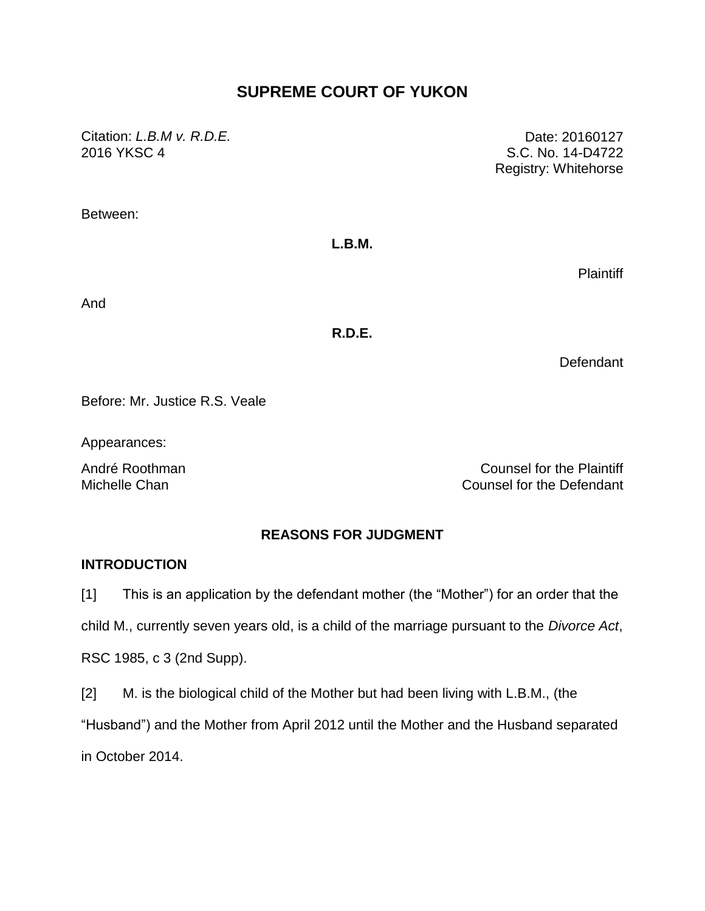# SUPREME COURT OF YUKON

Citation: *L.B.M v. R.D.E.*
2016 YKSC 4

Date: 20160127
S.C. No. 14-D4722
Registry: Whitehorse

Between:

**L.B.M.**

Plaintiff

And

**R.D.E.**

Defendant

Before: Mr. Justice R.S. Veale

Appearances:

André Roothman — Counsel for the Plaintiff
Michelle Chan — Counsel for the Defendant

## REASONS FOR JUDGMENT

### INTRODUCTION

[1] This is an application by the defendant mother (the "Mother") for an order that the child M., currently seven years old, is a child of the marriage pursuant to the *Divorce Act*, RSC 1985, c 3 (2nd Supp).

[2] M. is the biological child of the Mother but had been living with L.B.M., (the "Husband") and the Mother from April 2012 until the Mother and the Husband separated in October 2014.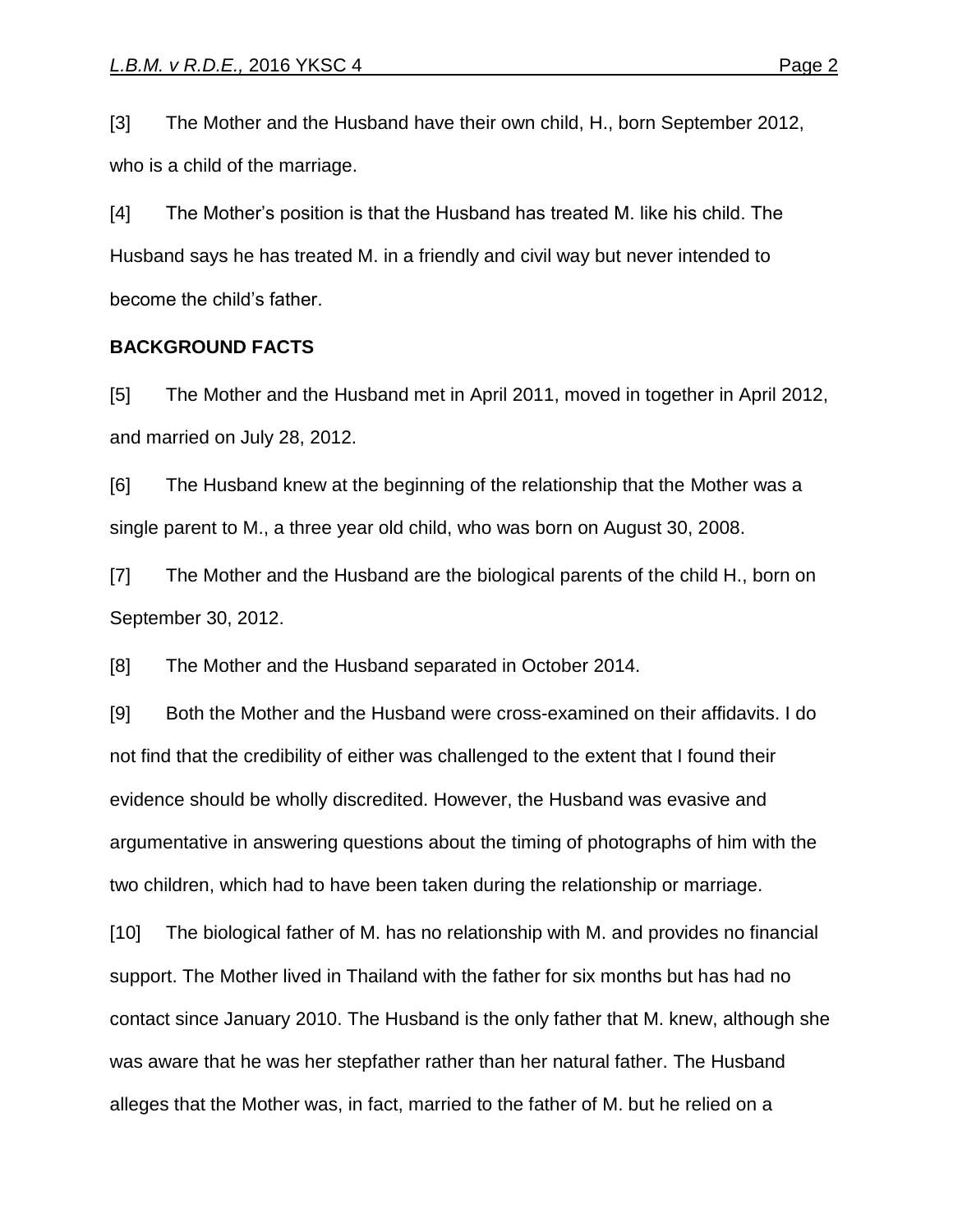[3] The Mother and the Husband have their own child, H., born September 2012, who is a child of the marriage.

[4] The Mother's position is that the Husband has treated M. like his child. The Husband says he has treated M. in a friendly and civil way but never intended to become the child's father.

**BACKGROUND FACTS**

[5] The Mother and the Husband met in April 2011, moved in together in April 2012, and married on July 28, 2012.

[6] The Husband knew at the beginning of the relationship that the Mother was a single parent to M., a three year old child, who was born on August 30, 2008.

[7] The Mother and the Husband are the biological parents of the child H., born on September 30, 2012.

[8] The Mother and the Husband separated in October 2014.

[9] Both the Mother and the Husband were cross-examined on their affidavits. I do not find that the credibility of either was challenged to the extent that I found their evidence should be wholly discredited. However, the Husband was evasive and argumentative in answering questions about the timing of photographs of him with the two children, which had to have been taken during the relationship or marriage.

[10] The biological father of M. has no relationship with M. and provides no financial support. The Mother lived in Thailand with the father for six months but has had no contact since January 2010. The Husband is the only father that M. knew, although she was aware that he was her stepfather rather than her natural father. The Husband alleges that the Mother was, in fact, married to the father of M. but he relied on a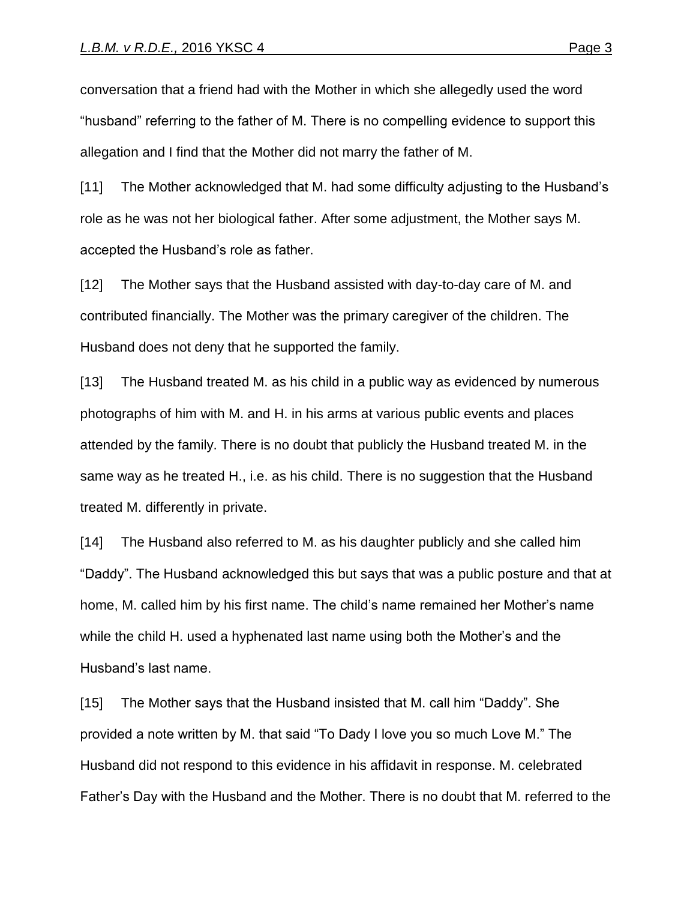conversation that a friend had with the Mother in which she allegedly used the word "husband" referring to the father of M. There is no compelling evidence to support this allegation and I find that the Mother did not marry the father of M.

[11] The Mother acknowledged that M. had some difficulty adjusting to the Husband's role as he was not her biological father. After some adjustment, the Mother says M. accepted the Husband's role as father.

[12] The Mother says that the Husband assisted with day-to-day care of M. and contributed financially. The Mother was the primary caregiver of the children. The Husband does not deny that he supported the family.

[13] The Husband treated M. as his child in a public way as evidenced by numerous photographs of him with M. and H. in his arms at various public events and places attended by the family. There is no doubt that publicly the Husband treated M. in the same way as he treated H., i.e. as his child. There is no suggestion that the Husband treated M. differently in private.

[14] The Husband also referred to M. as his daughter publicly and she called him "Daddy". The Husband acknowledged this but says that was a public posture and that at home, M. called him by his first name. The child's name remained her Mother's name while the child H. used a hyphenated last name using both the Mother's and the Husband's last name.

[15] The Mother says that the Husband insisted that M. call him "Daddy". She provided a note written by M. that said "To Dady I love you so much Love M." The Husband did not respond to this evidence in his affidavit in response. M. celebrated Father's Day with the Husband and the Mother. There is no doubt that M. referred to the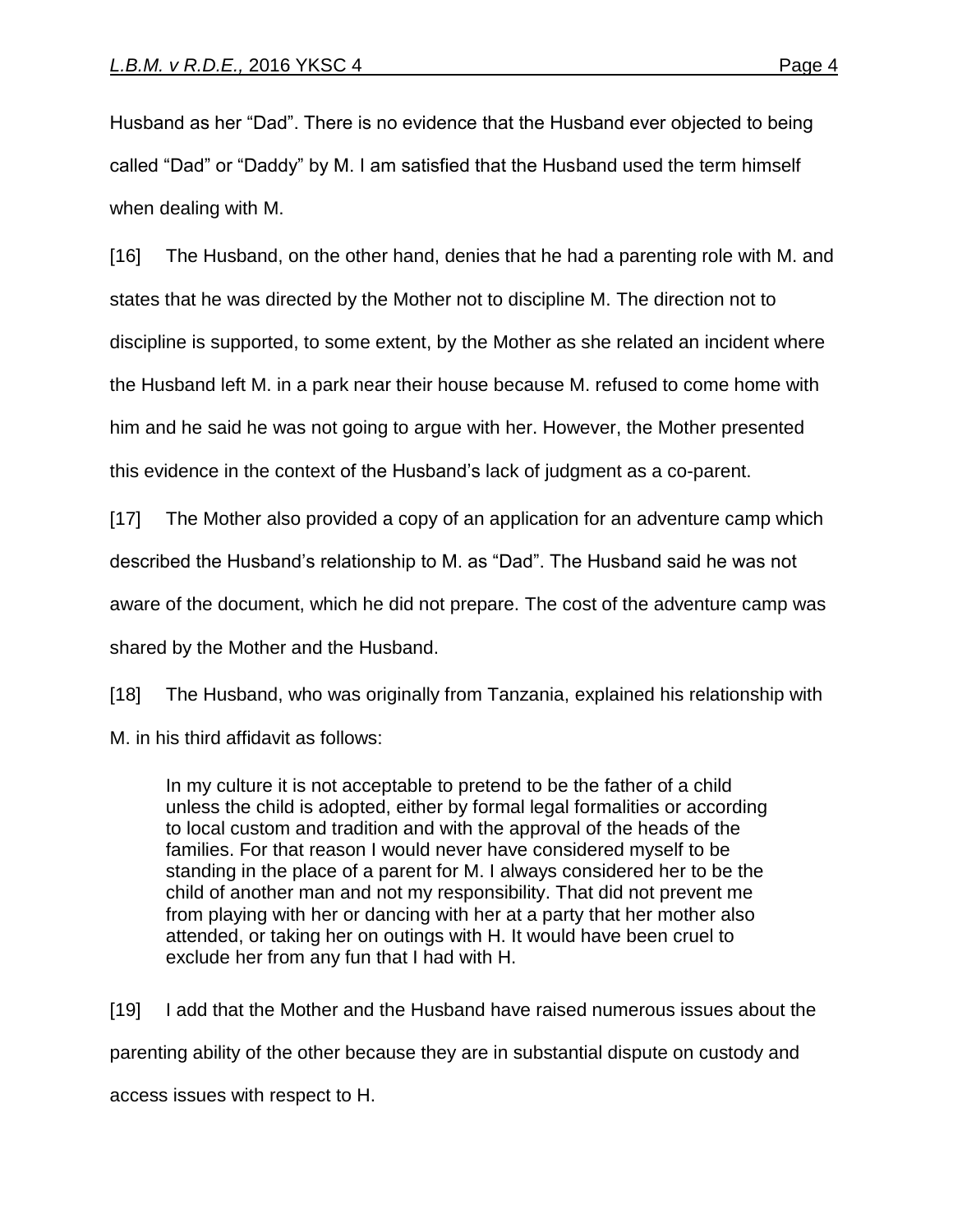Husband as her "Dad". There is no evidence that the Husband ever objected to being called "Dad" or "Daddy" by M. I am satisfied that the Husband used the term himself when dealing with M.

[16] The Husband, on the other hand, denies that he had a parenting role with M. and states that he was directed by the Mother not to discipline M. The direction not to discipline is supported, to some extent, by the Mother as she related an incident where the Husband left M. in a park near their house because M. refused to come home with him and he said he was not going to argue with her. However, the Mother presented this evidence in the context of the Husband's lack of judgment as a co-parent.

[17] The Mother also provided a copy of an application for an adventure camp which described the Husband's relationship to M. as "Dad". The Husband said he was not aware of the document, which he did not prepare. The cost of the adventure camp was shared by the Mother and the Husband.

[18] The Husband, who was originally from Tanzania, explained his relationship with M. in his third affidavit as follows:

> In my culture it is not acceptable to pretend to be the father of a child unless the child is adopted, either by formal legal formalities or according to local custom and tradition and with the approval of the heads of the families. For that reason I would never have considered myself to be standing in the place of a parent for M. I always considered her to be the child of another man and not my responsibility. That did not prevent me from playing with her or dancing with her at a party that her mother also attended, or taking her on outings with H. It would have been cruel to exclude her from any fun that I had with H.

[19] I add that the Mother and the Husband have raised numerous issues about the parenting ability of the other because they are in substantial dispute on custody and access issues with respect to H.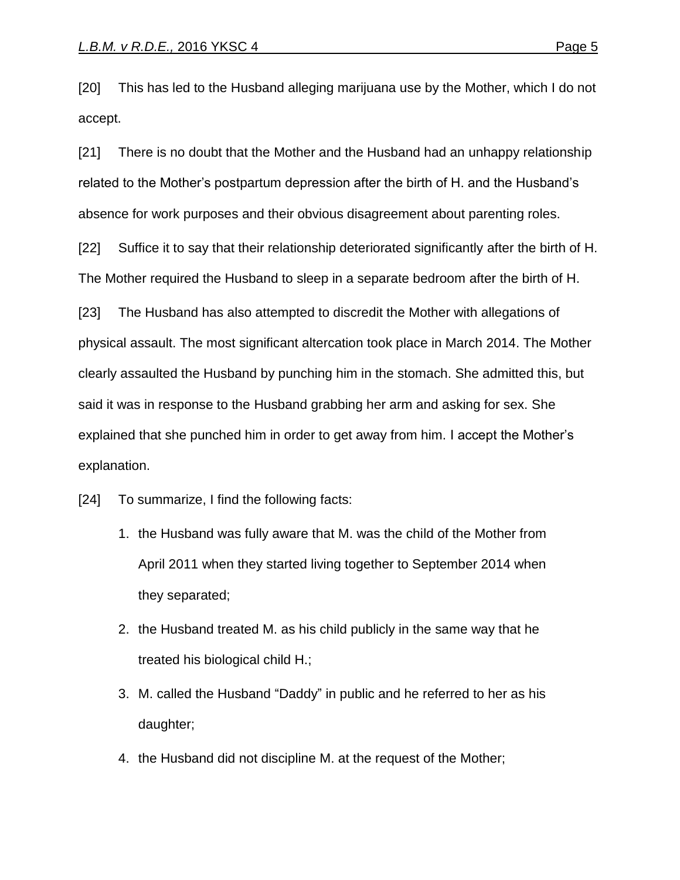[20] This has led to the Husband alleging marijuana use by the Mother, which I do not accept.

[21] There is no doubt that the Mother and the Husband had an unhappy relationship related to the Mother's postpartum depression after the birth of H. and the Husband's absence for work purposes and their obvious disagreement about parenting roles.

[22] Suffice it to say that their relationship deteriorated significantly after the birth of H. The Mother required the Husband to sleep in a separate bedroom after the birth of H.

[23] The Husband has also attempted to discredit the Mother with allegations of physical assault. The most significant altercation took place in March 2014. The Mother clearly assaulted the Husband by punching him in the stomach. She admitted this, but said it was in response to the Husband grabbing her arm and asking for sex. She explained that she punched him in order to get away from him. I accept the Mother's explanation.

[24] To summarize, I find the following facts:

1. the Husband was fully aware that M. was the child of the Mother from April 2011 when they started living together to September 2014 when they separated;
2. the Husband treated M. as his child publicly in the same way that he treated his biological child H.;
3. M. called the Husband "Daddy" in public and he referred to her as his daughter;
4. the Husband did not discipline M. at the request of the Mother;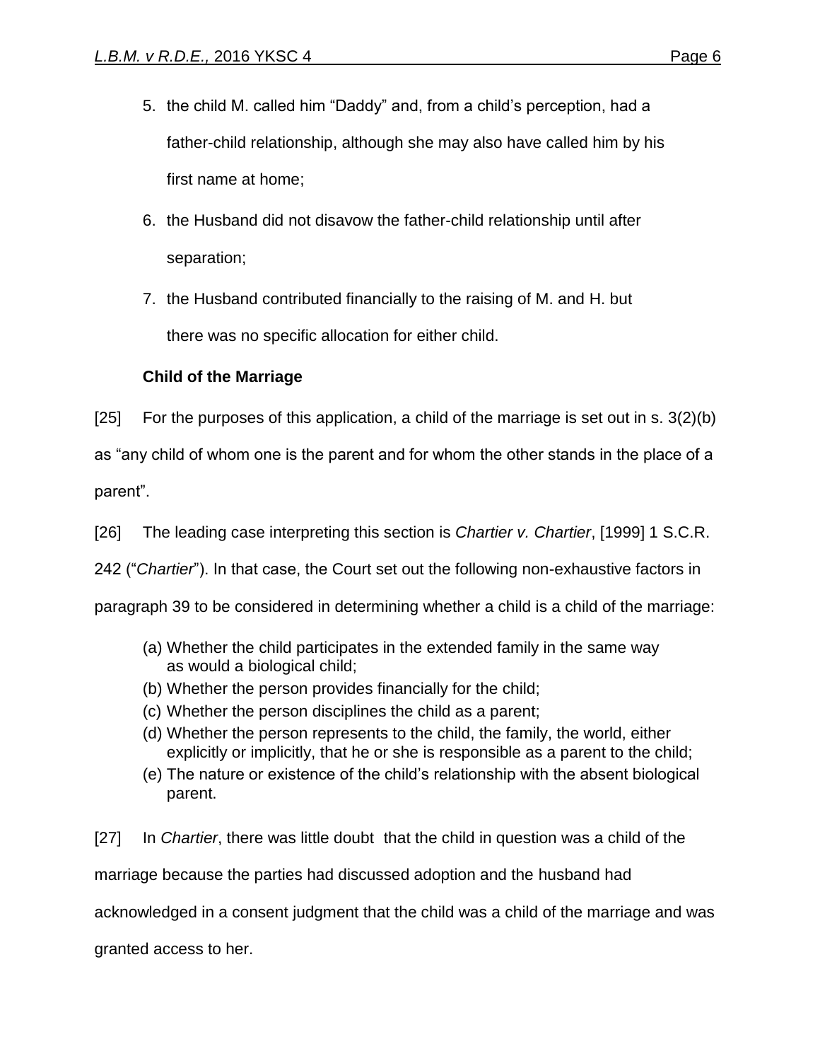5. the child M. called him "Daddy" and, from a child's perception, had a father-child relationship, although she may also have called him by his first name at home;
6. the Husband did not disavow the father-child relationship until after separation;
7. the Husband contributed financially to the raising of M. and H. but there was no specific allocation for either child.

**Child of the Marriage**

[25] For the purposes of this application, a child of the marriage is set out in s. 3(2)(b) as "any child of whom one is the parent and for whom the other stands in the place of a parent".

[26] The leading case interpreting this section is *Chartier v. Chartier*, [1999] 1 S.C.R. 242 ("*Chartier*"). In that case, the Court set out the following non-exhaustive factors in paragraph 39 to be considered in determining whether a child is a child of the marriage:

(a) Whether the child participates in the extended family in the same way as would a biological child;
(b) Whether the person provides financially for the child;
(c) Whether the person disciplines the child as a parent;
(d) Whether the person represents to the child, the family, the world, either explicitly or implicitly, that he or she is responsible as a parent to the child;
(e) The nature or existence of the child's relationship with the absent biological parent.

[27] In *Chartier*, there was little doubt that the child in question was a child of the marriage because the parties had discussed adoption and the husband had acknowledged in a consent judgment that the child was a child of the marriage and was granted access to her.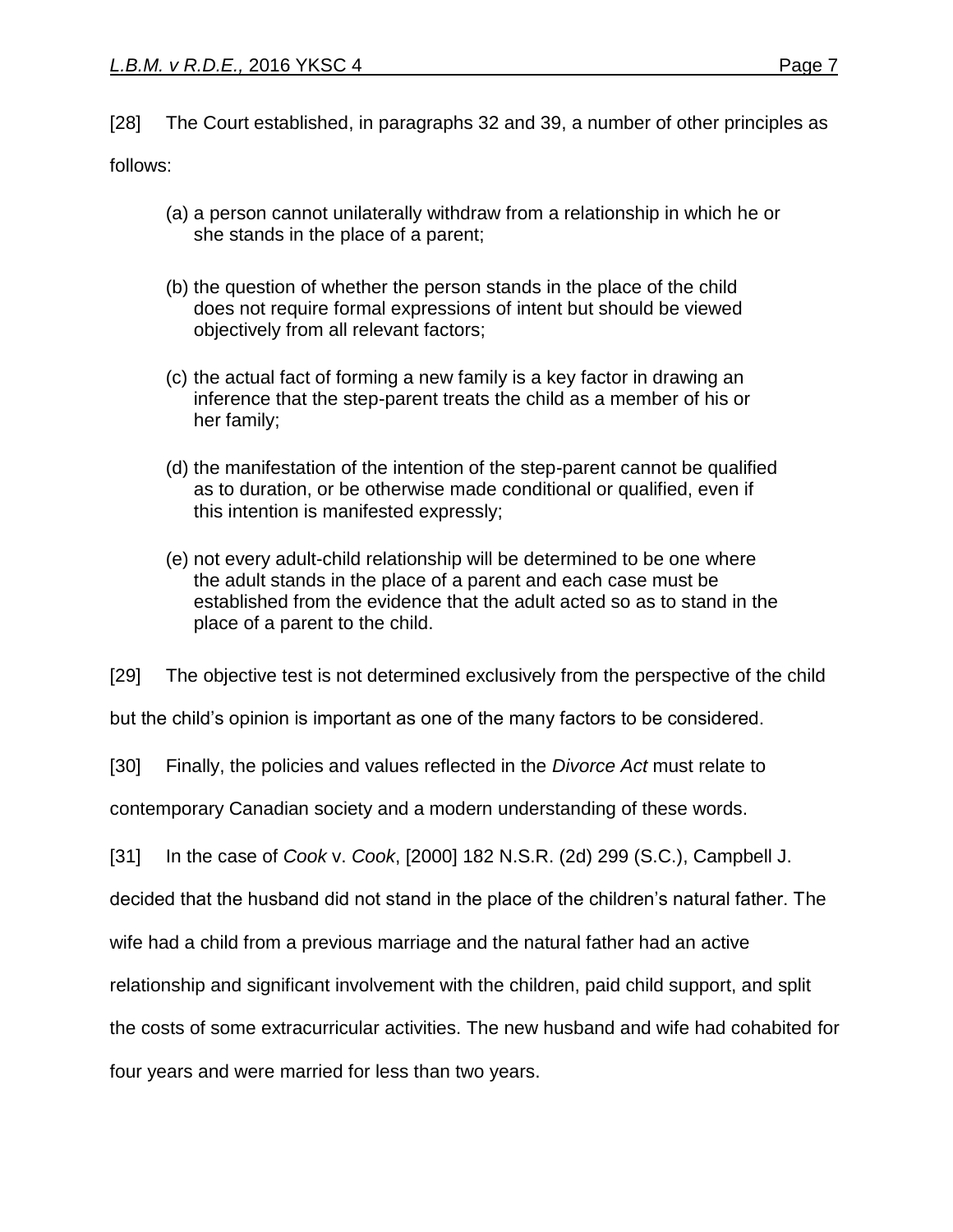[28] The Court established, in paragraphs 32 and 39, a number of other principles as follows:

(a) a person cannot unilaterally withdraw from a relationship in which he or she stands in the place of a parent;

(b) the question of whether the person stands in the place of the child does not require formal expressions of intent but should be viewed objectively from all relevant factors;

(c) the actual fact of forming a new family is a key factor in drawing an inference that the step-parent treats the child as a member of his or her family;

(d) the manifestation of the intention of the step-parent cannot be qualified as to duration, or be otherwise made conditional or qualified, even if this intention is manifested expressly;

(e) not every adult-child relationship will be determined to be one where the adult stands in the place of a parent and each case must be established from the evidence that the adult acted so as to stand in the place of a parent to the child.

[29] The objective test is not determined exclusively from the perspective of the child but the child's opinion is important as one of the many factors to be considered.

[30] Finally, the policies and values reflected in the *Divorce Act* must relate to contemporary Canadian society and a modern understanding of these words.

[31] In the case of *Cook* v. *Cook*, [2000] 182 N.S.R. (2d) 299 (S.C.), Campbell J. decided that the husband did not stand in the place of the children's natural father. The wife had a child from a previous marriage and the natural father had an active relationship and significant involvement with the children, paid child support, and split the costs of some extracurricular activities. The new husband and wife had cohabited for four years and were married for less than two years.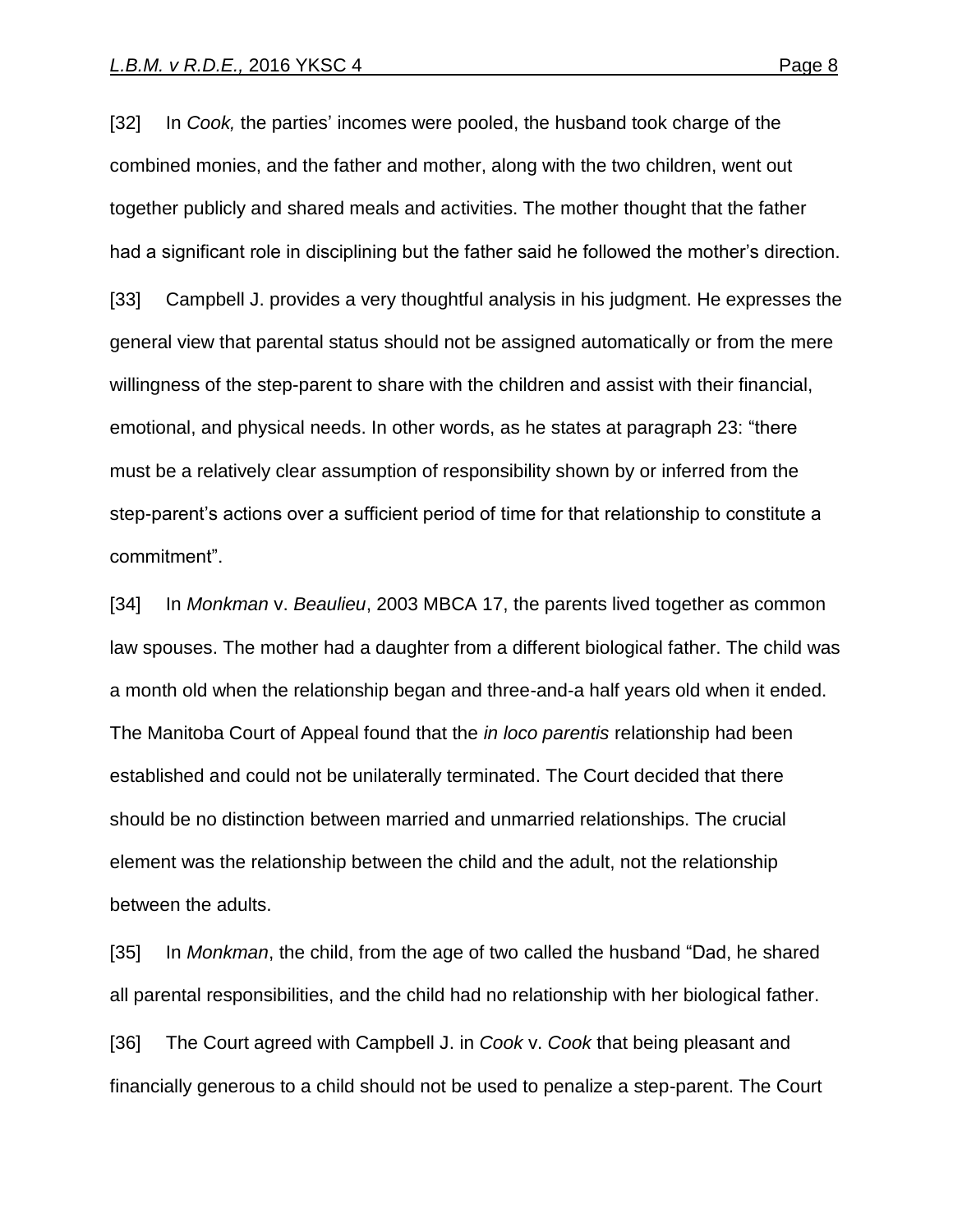[32] In *Cook,* the parties' incomes were pooled, the husband took charge of the combined monies, and the father and mother, along with the two children, went out together publicly and shared meals and activities. The mother thought that the father had a significant role in disciplining but the father said he followed the mother's direction.

[33] Campbell J. provides a very thoughtful analysis in his judgment. He expresses the general view that parental status should not be assigned automatically or from the mere willingness of the step-parent to share with the children and assist with their financial, emotional, and physical needs. In other words, as he states at paragraph 23: "there must be a relatively clear assumption of responsibility shown by or inferred from the step-parent's actions over a sufficient period of time for that relationship to constitute a commitment".

[34] In *Monkman* v. *Beaulieu*, 2003 MBCA 17, the parents lived together as common law spouses. The mother had a daughter from a different biological father. The child was a month old when the relationship began and three-and-a half years old when it ended. The Manitoba Court of Appeal found that the *in loco parentis* relationship had been established and could not be unilaterally terminated. The Court decided that there should be no distinction between married and unmarried relationships. The crucial element was the relationship between the child and the adult, not the relationship between the adults.

[35] In *Monkman*, the child, from the age of two called the husband "Dad, he shared all parental responsibilities, and the child had no relationship with her biological father.

[36] The Court agreed with Campbell J. in *Cook* v. *Cook* that being pleasant and financially generous to a child should not be used to penalize a step-parent. The Court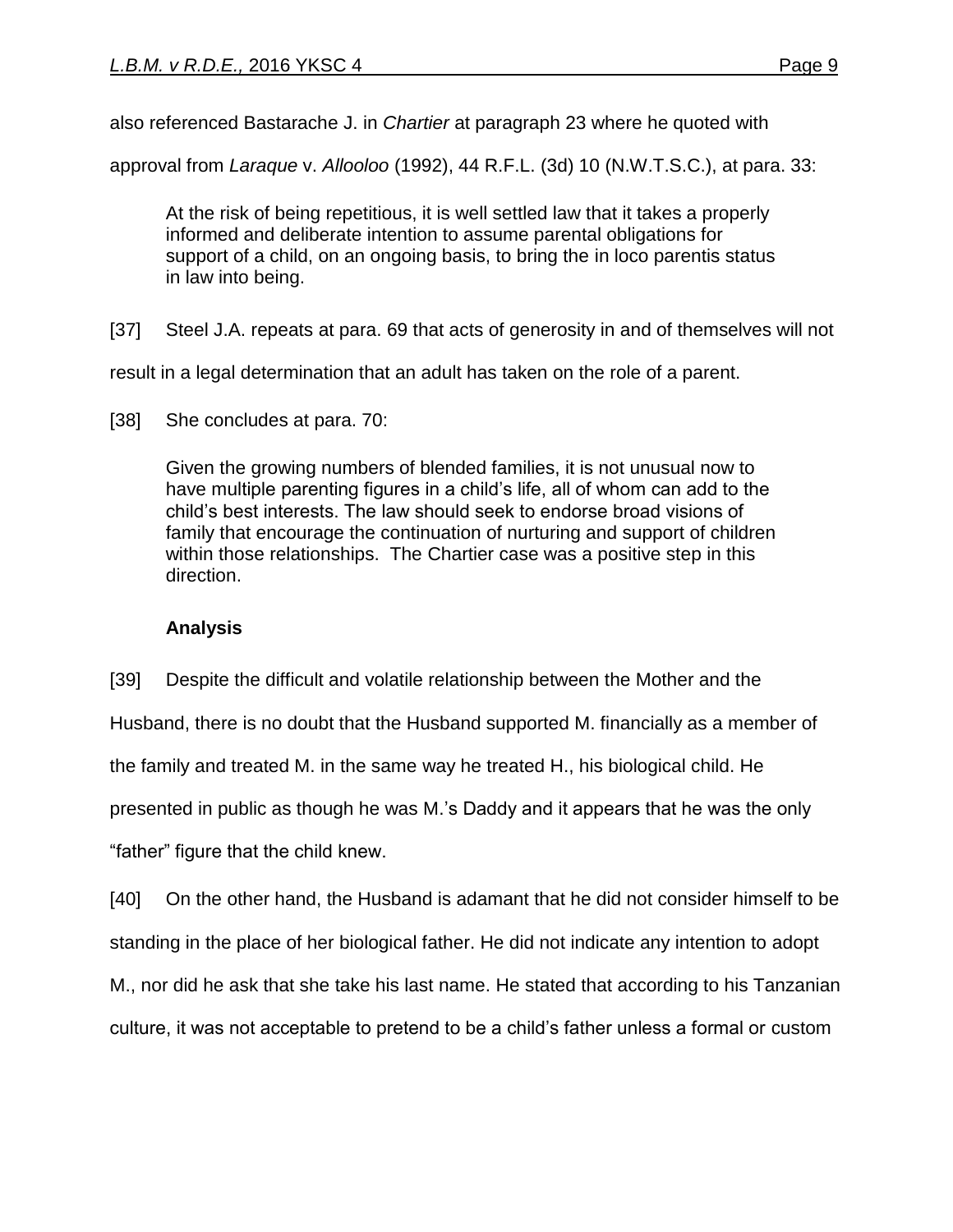also referenced Bastarache J. in *Chartier* at paragraph 23 where he quoted with approval from *Laraque* v. *Allooloo* (1992), 44 R.F.L. (3d) 10 (N.W.T.S.C.), at para. 33:

> At the risk of being repetitious, it is well settled law that it takes a properly informed and deliberate intention to assume parental obligations for support of a child, on an ongoing basis, to bring the in loco parentis status in law into being.

[37] Steel J.A. repeats at para. 69 that acts of generosity in and of themselves will not result in a legal determination that an adult has taken on the role of a parent.

[38] She concludes at para. 70:

> Given the growing numbers of blended families, it is not unusual now to have multiple parenting figures in a child's life, all of whom can add to the child's best interests. The law should seek to endorse broad visions of family that encourage the continuation of nurturing and support of children within those relationships. The Chartier case was a positive step in this direction.

**Analysis**

[39] Despite the difficult and volatile relationship between the Mother and the Husband, there is no doubt that the Husband supported M. financially as a member of the family and treated M. in the same way he treated H., his biological child. He presented in public as though he was M.'s Daddy and it appears that he was the only "father" figure that the child knew.

[40] On the other hand, the Husband is adamant that he did not consider himself to be standing in the place of her biological father. He did not indicate any intention to adopt M., nor did he ask that she take his last name. He stated that according to his Tanzanian culture, it was not acceptable to pretend to be a child's father unless a formal or custom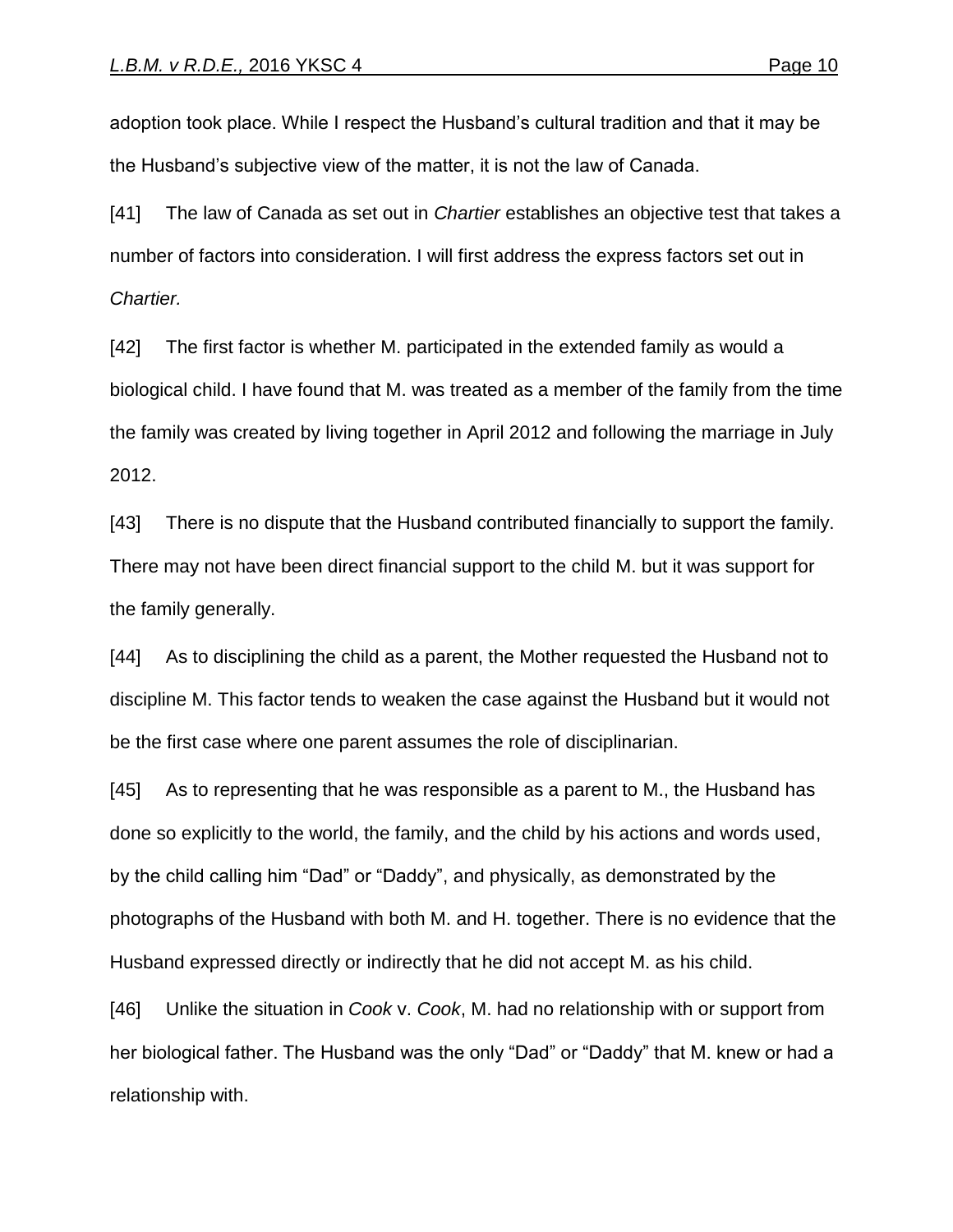adoption took place. While I respect the Husband's cultural tradition and that it may be the Husband's subjective view of the matter, it is not the law of Canada.

[41] The law of Canada as set out in *Chartier* establishes an objective test that takes a number of factors into consideration. I will first address the express factors set out in *Chartier.*

[42] The first factor is whether M. participated in the extended family as would a biological child. I have found that M. was treated as a member of the family from the time the family was created by living together in April 2012 and following the marriage in July 2012.

[43] There is no dispute that the Husband contributed financially to support the family. There may not have been direct financial support to the child M. but it was support for the family generally.

[44] As to disciplining the child as a parent, the Mother requested the Husband not to discipline M. This factor tends to weaken the case against the Husband but it would not be the first case where one parent assumes the role of disciplinarian.

[45] As to representing that he was responsible as a parent to M., the Husband has done so explicitly to the world, the family, and the child by his actions and words used, by the child calling him "Dad" or "Daddy", and physically, as demonstrated by the photographs of the Husband with both M. and H. together. There is no evidence that the Husband expressed directly or indirectly that he did not accept M. as his child.

[46] Unlike the situation in *Cook* v. *Cook*, M. had no relationship with or support from her biological father. The Husband was the only "Dad" or "Daddy" that M. knew or had a relationship with.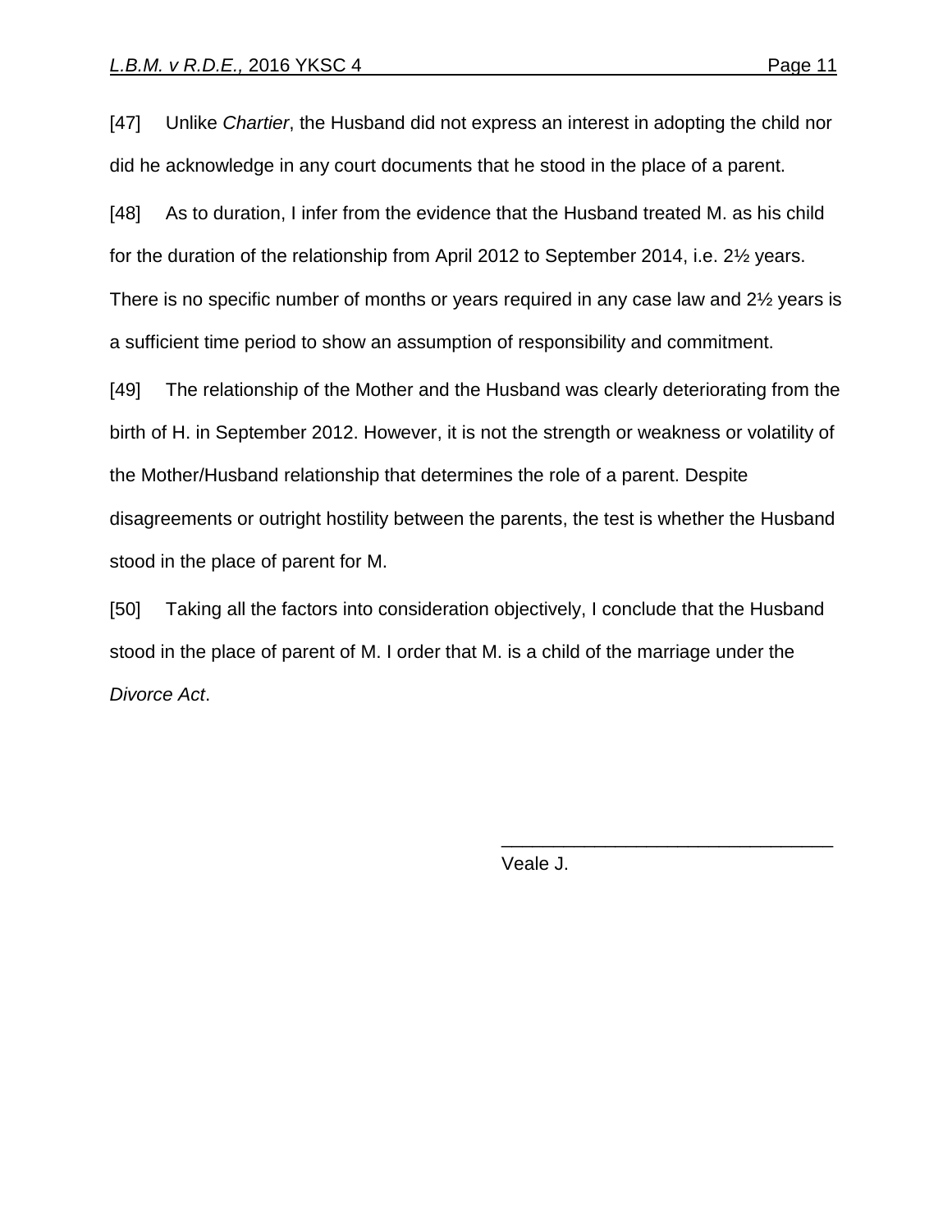[47] Unlike *Chartier*, the Husband did not express an interest in adopting the child nor did he acknowledge in any court documents that he stood in the place of a parent.

[48] As to duration, I infer from the evidence that the Husband treated M. as his child for the duration of the relationship from April 2012 to September 2014, i.e. 2½ years. There is no specific number of months or years required in any case law and 2½ years is a sufficient time period to show an assumption of responsibility and commitment.

[49] The relationship of the Mother and the Husband was clearly deteriorating from the birth of H. in September 2012. However, it is not the strength or weakness or volatility of the Mother/Husband relationship that determines the role of a parent. Despite disagreements or outright hostility between the parents, the test is whether the Husband stood in the place of parent for M.

[50] Taking all the factors into consideration objectively, I conclude that the Husband stood in the place of parent of M. I order that M. is a child of the marriage under the *Divorce Act*.

\_\_\_\_\_\_\_\_\_\_\_\_\_\_\_\_\_\_\_\_\_\_\_\_\_\_\_\_\_\_\_\_

Veale J.